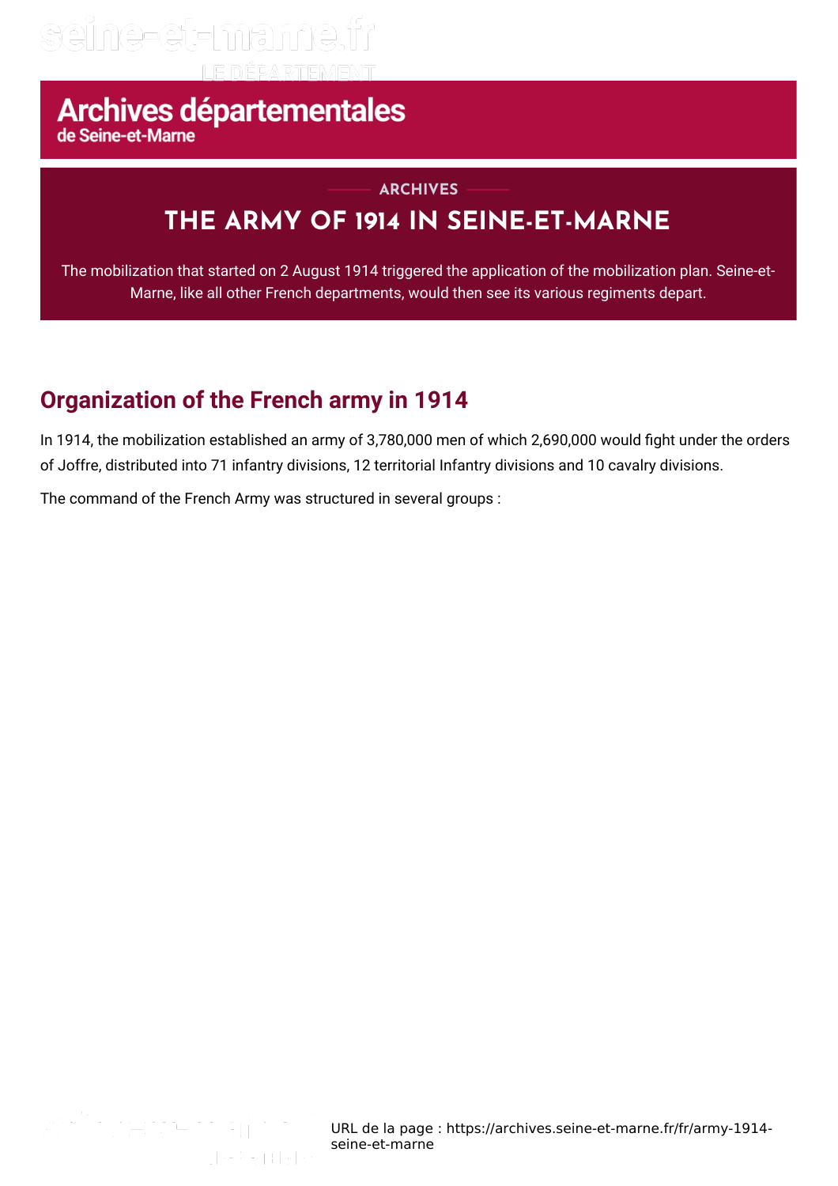# Archives départementales
de Seine-et-Marne

ARCHIVES

## THE ARMY OF 1914 IN SEINE-ET-MARNE

The mobilization that started on 2 August 1914 triggered the application of the mobilization plan. Seine-et-Marne, like all other French departments, would then see its various regiments depart.

### Organization of the French army in 1914

In 1914, the mobilization established an army of 3,780,000 men of which 2,690,000 would fight under the orders of Joffre, distributed into 71 infantry divisions, 12 territorial Infantry divisions and 10 cavalry divisions.

The command of the French Army was structured in several groups :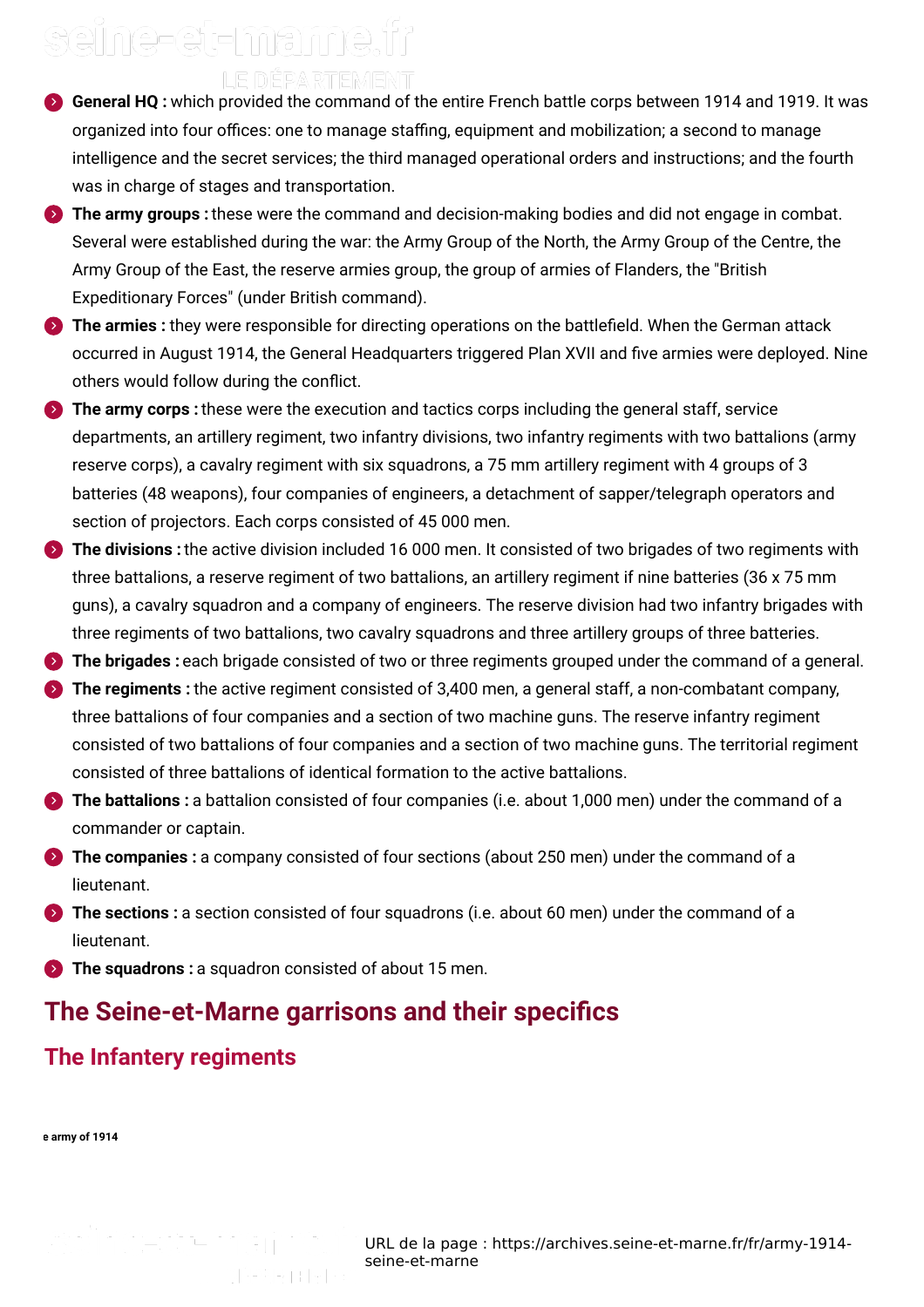- **General HQ :** which provided the command of the entire French battle corps between 1914 and 1919. It was organized into four offices: one to manage staffing, equipment and mobilization; a second to manage intelligence and the secret services; the third managed operational orders and instructions; and the fourth was in charge of stages and transportation.
- **The army groups :** these were the command and decision-making bodies and did not engage in combat. Several were established during the war: the Army Group of the North, the Army Group of the Centre, the Army Group of the East, the reserve armies group, the group of armies of Flanders, the "British Expeditionary Forces" (under British command).
- **The armies :** they were responsible for directing operations on the battlefield. When the German attack occurred in August 1914, the General Headquarters triggered Plan XVII and five armies were deployed. Nine others would follow during the conflict.
- **The army corps :** these were the execution and tactics corps including the general staff, service departments, an artillery regiment, two infantry divisions, two infantry regiments with two battalions (army reserve corps), a cavalry regiment with six squadrons, a 75 mm artillery regiment with 4 groups of 3 batteries (48 weapons), four companies of engineers, a detachment of sapper/telegraph operators and section of projectors. Each corps consisted of 45 000 men.
- **The divisions :** the active division included 16 000 men. It consisted of two brigades of two regiments with three battalions, a reserve regiment of two battalions, an artillery regiment if nine batteries (36 x 75 mm guns), a cavalry squadron and a company of engineers. The reserve division had two infantry brigades with three regiments of two battalions, two cavalry squadrons and three artillery groups of three batteries.
- **The brigades :** each brigade consisted of two or three regiments grouped under the command of a general.
- **The regiments :** the active regiment consisted of 3,400 men, a general staff, a non-combatant company, three battalions of four companies and a section of two machine guns. The reserve infantry regiment consisted of two battalions of four companies and a section of two machine guns. The territorial regiment consisted of three battalions of identical formation to the active battalions.
- **The battalions :** a battalion consisted of four companies (i.e. about 1,000 men) under the command of a commander or captain.
- **The companies :** a company consisted of four sections (about 250 men) under the command of a lieutenant.
- **The sections :** a section consisted of four squadrons (i.e. about 60 men) under the command of a lieutenant.
- **The squadrons :** a squadron consisted of about 15 men.

## The Seine-et-Marne garrisons and their specifics

### The Infantery regiments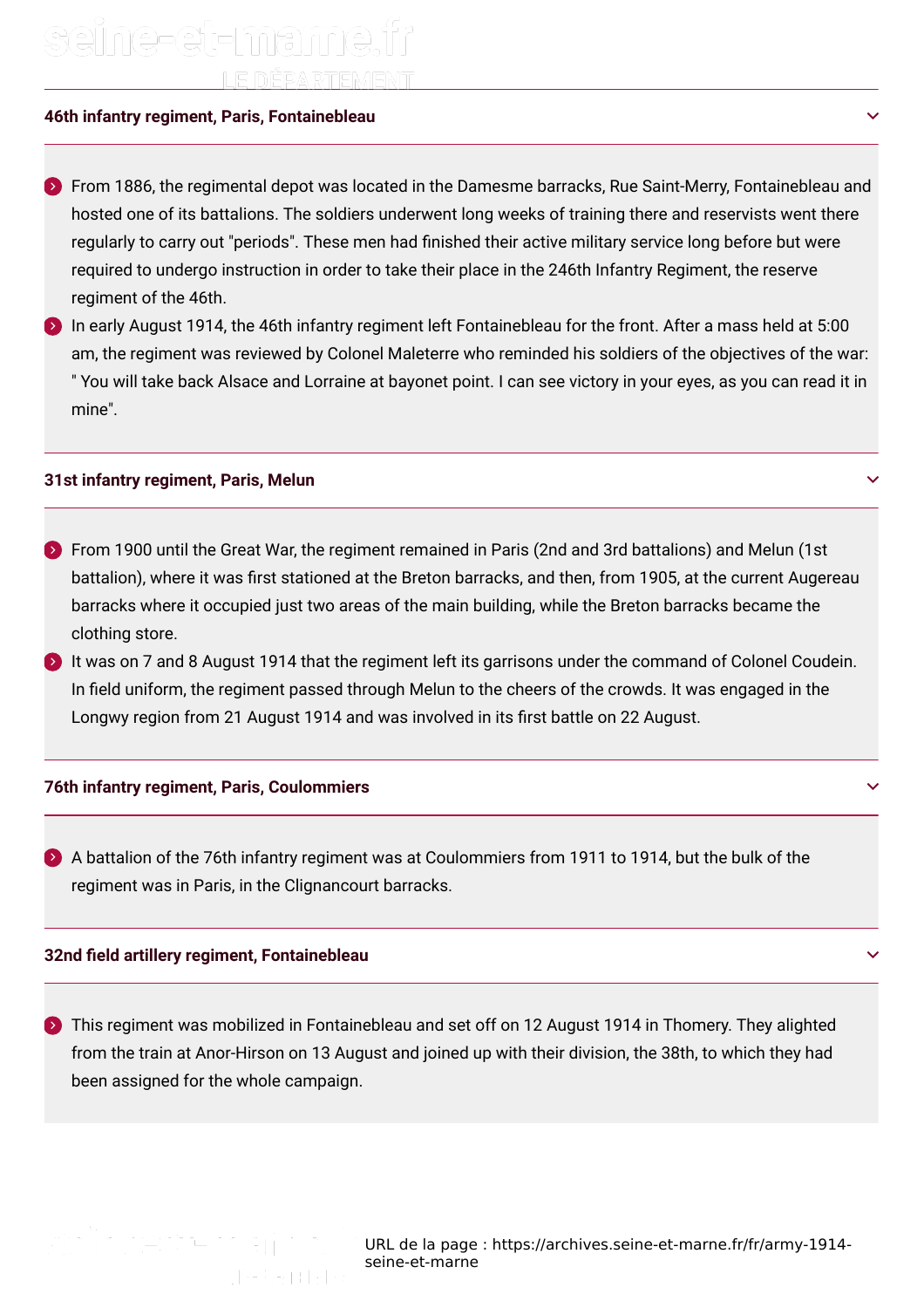### 46th infantry regiment, Paris, Fontainebleau

- From 1886, the regimental depot was located in the Damesme barracks, Rue Saint-Merry, Fontainebleau and hosted one of its battalions. The soldiers underwent long weeks of training there and reservists went there regularly to carry out "periods". These men had finished their active military service long before but were required to undergo instruction in order to take their place in the 246th Infantry Regiment, the reserve regiment of the 46th.
- In early August 1914, the 46th infantry regiment left Fontainebleau for the front. After a mass held at 5:00 am, the regiment was reviewed by Colonel Maleterre who reminded his soldiers of the objectives of the war: " You will take back Alsace and Lorraine at bayonet point. I can see victory in your eyes, as you can read it in mine".

### 31st infantry regiment, Paris, Melun

- From 1900 until the Great War, the regiment remained in Paris (2nd and 3rd battalions) and Melun (1st battalion), where it was first stationed at the Breton barracks, and then, from 1905, at the current Augereau barracks where it occupied just two areas of the main building, while the Breton barracks became the clothing store.
- It was on 7 and 8 August 1914 that the regiment left its garrisons under the command of Colonel Coudein. In field uniform, the regiment passed through Melun to the cheers of the crowds. It was engaged in the Longwy region from 21 August 1914 and was involved in its first battle on 22 August.

### 76th infantry regiment, Paris, Coulommiers

- A battalion of the 76th infantry regiment was at Coulommiers from 1911 to 1914, but the bulk of the regiment was in Paris, in the Clignancourt barracks.

### 32nd field artillery regiment, Fontainebleau

- This regiment was mobilized in Fontainebleau and set off on 12 August 1914 in Thomery. They alighted from the train at Anor-Hirson on 13 August and joined up with their division, the 38th, to which they had been assigned for the whole campaign.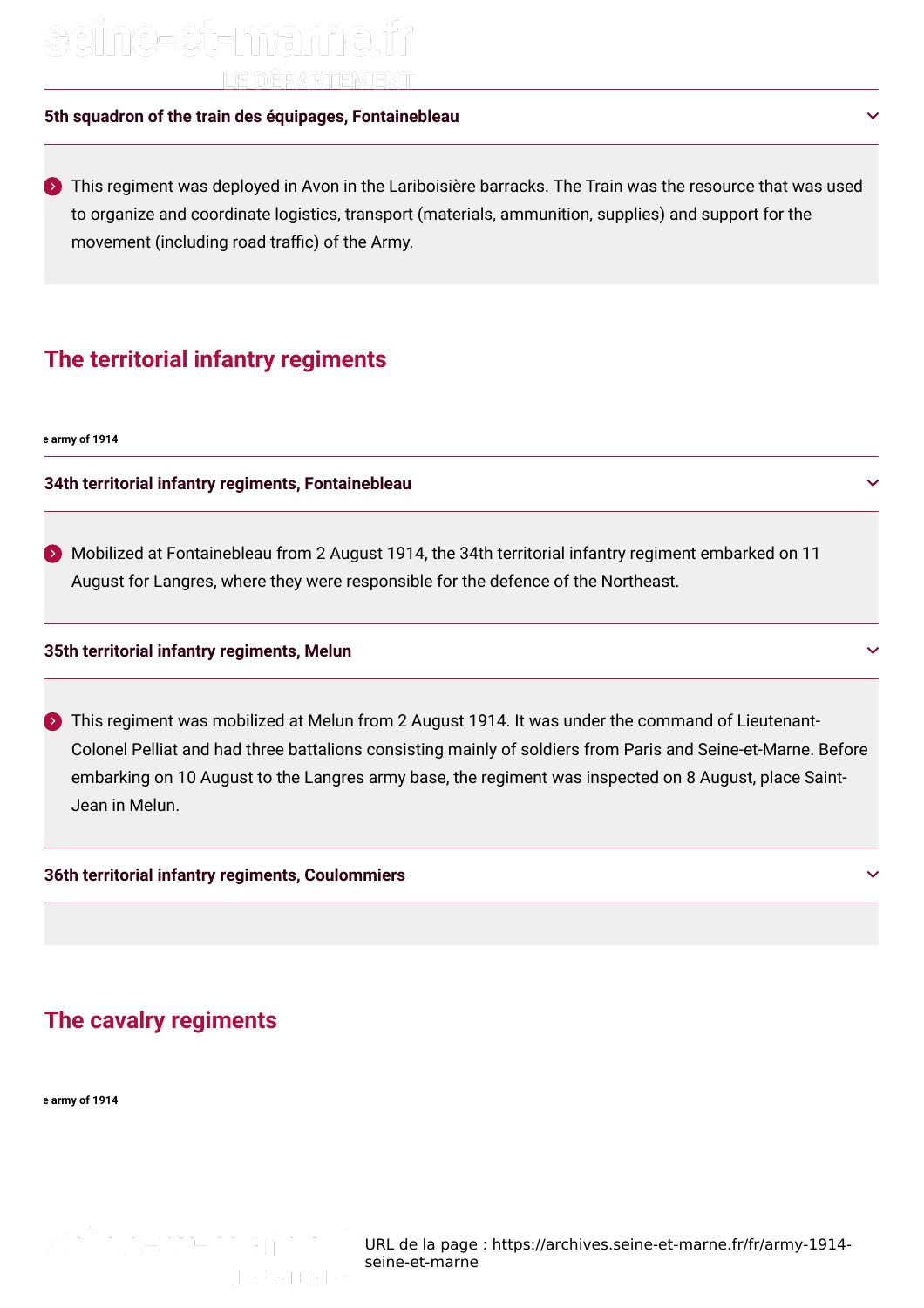### 5th squadron of the train des équipages, Fontainebleau

- This regiment was deployed in Avon in the Lariboisière barracks. The Train was the resource that was used to organize and coordinate logistics, transport (materials, ammunition, supplies) and support for the movement (including road traffic) of the Army.

## The territorial infantry regiments

e army of 1914

### 34th territorial infantry regiments, Fontainebleau

- Mobilized at Fontainebleau from 2 August 1914, the 34th territorial infantry regiment embarked on 11 August for Langres, where they were responsible for the defence of the Northeast.

### 35th territorial infantry regiments, Melun

- This regiment was mobilized at Melun from 2 August 1914. It was under the command of Lieutenant-Colonel Pelliat and had three battalions consisting mainly of soldiers from Paris and Seine-et-Marne. Before embarking on 10 August to the Langres army base, the regiment was inspected on 8 August, place Saint-Jean in Melun.

### 36th territorial infantry regiments, Coulommiers

## The cavalry regiments

e army of 1914

URL de la page : https://archives.seine-et-marne.fr/fr/army-1914-seine-et-marne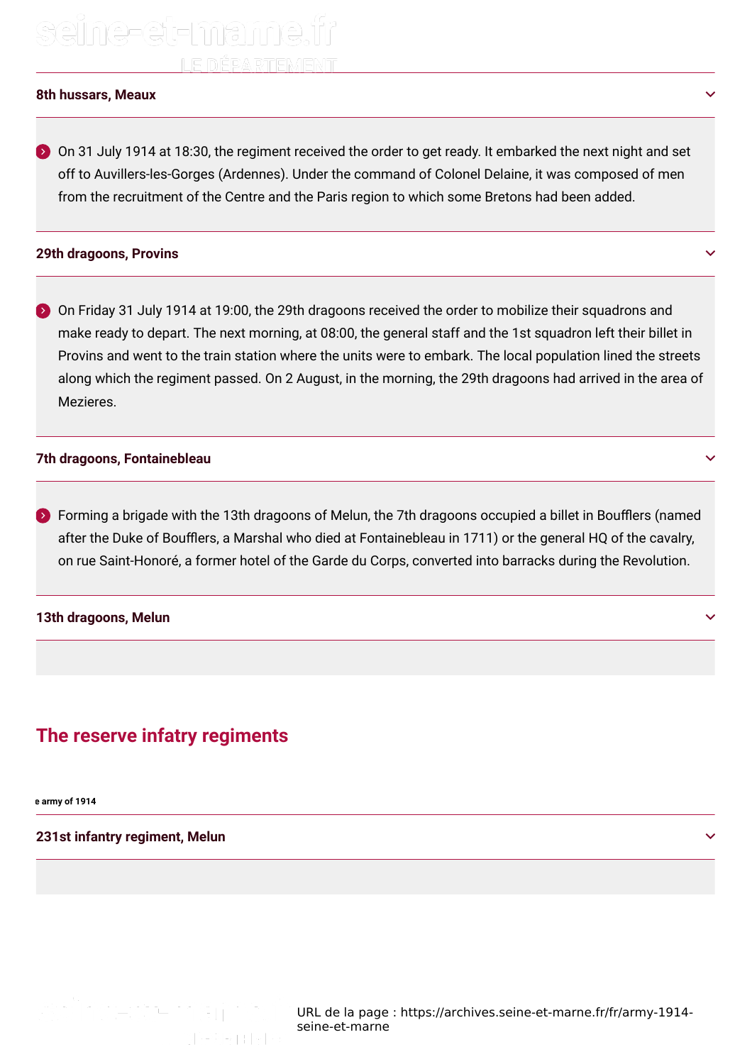### 8th hussars, Meaux

- On 31 July 1914 at 18:30, the regiment received the order to get ready. It embarked the next night and set off to Auvillers-les-Gorges (Ardennes). Under the command of Colonel Delaine, it was composed of men from the recruitment of the Centre and the Paris region to which some Bretons had been added.

### 29th dragoons, Provins

- On Friday 31 July 1914 at 19:00, the 29th dragoons received the order to mobilize their squadrons and make ready to depart. The next morning, at 08:00, the general staff and the 1st squadron left their billet in Provins and went to the train station where the units were to embark. The local population lined the streets along which the regiment passed. On 2 August, in the morning, the 29th dragoons had arrived in the area of Mezieres.

### 7th dragoons, Fontainebleau

- Forming a brigade with the 13th dragoons of Melun, the 7th dragoons occupied a billet in Boufflers (named after the Duke of Boufflers, a Marshal who died at Fontainebleau in 1711) or the general HQ of the cavalry, on rue Saint-Honoré, a former hotel of the Garde du Corps, converted into barracks during the Revolution.

### 13th dragoons, Melun

## The reserve infatry regiments

e army of 1914

### 231st infantry regiment, Melun

URL de la page : https://archives.seine-et-marne.fr/fr/army-1914-seine-et-marne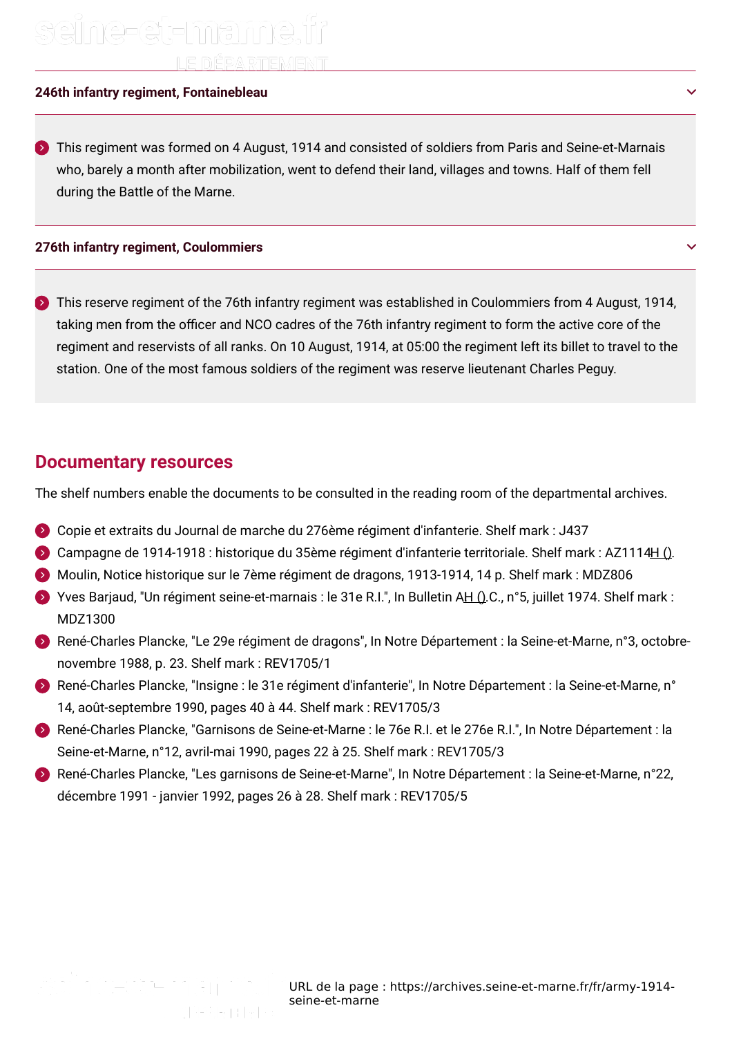### 246th infantry regiment, Fontainebleau

- This regiment was formed on 4 August, 1914 and consisted of soldiers from Paris and Seine-et-Marnais who, barely a month after mobilization, went to defend their land, villages and towns. Half of them fell during the Battle of the Marne.

### 276th infantry regiment, Coulommiers

- This reserve regiment of the 76th infantry regiment was established in Coulommiers from 4 August, 1914, taking men from the officer and NCO cadres of the 76th infantry regiment to form the active core of the regiment and reservists of all ranks. On 10 August, 1914, at 05:00 the regiment left its billet to travel to the station. One of the most famous soldiers of the regiment was reserve lieutenant Charles Peguy.

## Documentary resources

The shelf numbers enable the documents to be consulted in the reading room of the departmental archives.

- Copie et extraits du Journal de marche du 276ème régiment d'infanterie. Shelf mark : J437
- Campagne de 1914-1918 : historique du 35ème régiment d'infanterie territoriale. Shelf mark : AZ1114H ().
- Moulin, Notice historique sur le 7ème régiment de dragons, 1913-1914, 14 p. Shelf mark : MDZ806
- Yves Barjaud, "Un régiment seine-et-marnais : le 31e R.I.", In Bulletin AH ().C., n°5, juillet 1974. Shelf mark : MDZ1300
- René-Charles Plancke, "Le 29e régiment de dragons", In Notre Département : la Seine-et-Marne, n°3, octobre-novembre 1988, p. 23. Shelf mark : REV1705/1
- René-Charles Plancke, "Insigne : le 31e régiment d'infanterie", In Notre Département : la Seine-et-Marne, n° 14, août-septembre 1990, pages 40 à 44. Shelf mark : REV1705/3
- René-Charles Plancke, "Garnisons de Seine-et-Marne : le 76e R.I. et le 276e R.I.", In Notre Département : la Seine-et-Marne, n°12, avril-mai 1990, pages 22 à 25. Shelf mark : REV1705/3
- René-Charles Plancke, "Les garnisons de Seine-et-Marne", In Notre Département : la Seine-et-Marne, n°22, décembre 1991 - janvier 1992, pages 26 à 28. Shelf mark : REV1705/5